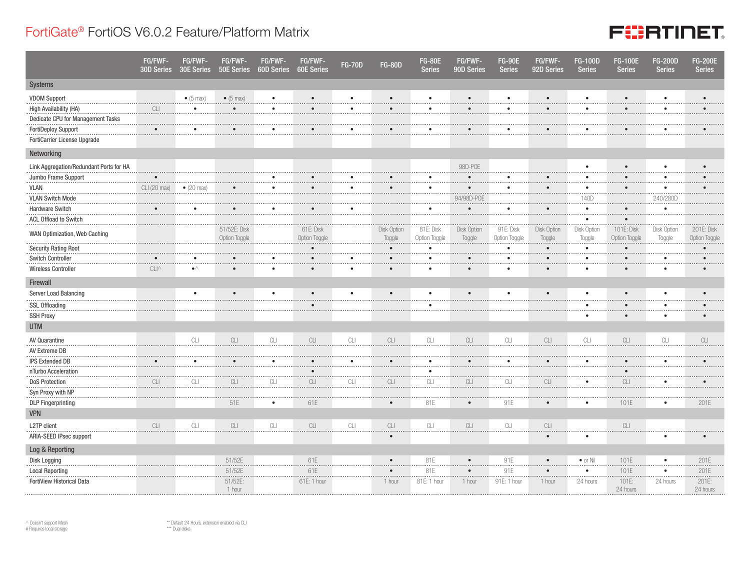# FortiGate® FortiOS V6.0.2 Feature/Platform Matrix

| | FG/FWF-30D Series | FG/FWF-30E Series | FG/FWF-50E Series | FG/FWF-60D Series | FG/FWF-60E Series | FG-70D | FG-80D | FG-80E Series | FG/FWF-90D Series | FG-90E Series | FG/FWF-92D Series | FG-100D Series | FG-100E Series | FG-200D Series | FG-200E Series |
|---|---|---|---|---|---|---|---|---|---|---|---|---|---|---|---|
| **Systems** | | | | | | | | | | | | | | | |
| VDOM Support | | • (5 max) | • (5 max) | • | • | • | • | • | • | • | • | • | • | • | • |
| High Availability (HA) | CLI | • | • | • | • | • | • | • | • | • | • | • | • | • | • |
| Dedicate CPU for Management Tasks | | | | | | | | | | | | | | | |
| FortiDeploy Support | • | • | • | • | • | • | • | • | • | • | • | • | • | • | • |
| FortiCarrier License Upgrade | | | | | | | | | | | | | | | |
| **Networking** | | | | | | | | | | | | | | | |
| Link Aggregation/Redundant Ports for HA | | | | | | | | | 98D-POE | | | • | • | • | • |
| Jumbo Frame Support | • | | | • | • | • | • | • | • | • | • | • | • | • | • |
| VLAN | CLI (20 max) | • (20 max) | • | • | • | • | • | • | • | • | • | • | • | • | • |
| VLAN Switch Mode | | | | | | | | | 94/98D-POE | | | 140D | | 240/280D | |
| Hardware Switch | • | • | • | • | • | • | | • | • | • | • | • | • | • | |
| ACL Offload to Switch | | | | | | | | | | | | • | • | | |
| WAN Optimization, Web Caching | | | 51/52E: Disk Option Toggle | | 61E: Disk Option Toggle | | Disk Option Toggle | 81E: Disk Option Toggle | Disk Option Toggle | 91E: Disk Option Toggle | Disk Option Toggle | Disk Option Toggle | 101E: Disk Option Toggle | Disk Option Toggle | 201E: Disk Option Toggle |
| Security Rating Root | | | | | • | | • | • | | • | • | • | • | | • |
| Switch Controller | • | • | • | • | • | • | • | • | • | • | • | • | • | • | • |
| Wireless Controller | CLI^ | •^ | • | • | • | • | • | • | • | • | • | • | • | • | • |
| **Firewall** | | | | | | | | | | | | | | | |
| Server Load Balancing | | • | • | • | • | • | • | • | • | • | • | • | • | • | • |
| SSL Offloading | | | | | • | | | • | | | | • | • | • | • |
| SSH Proxy | | | | | | | | | | | | • | • | • | • |
| **UTM** | | | | | | | | | | | | | | | |
| AV Quarantine | | CLI | CLI | CLI | CLI | CLI | CLI | CLI | CLI | CLI | CLI | CLI | CLI | CLI | CLI |
| AV Extreme DB | | | | | | | | | | | | | | | |
| IPS Extended DB | • | • | • | • | • | • | • | • | • | • | • | • | • | • | • |
| nTurbo Acceleration | | | | | • | | | • | | | | | • | | |
| DoS Protection | CLI | CLI | CLI | CLI | CLI | CLI | CLI | CLI | CLI | CLI | CLI | • | CLI | • | • |
| Syn Proxy with NP | | | | | | | | | | | | | | | |
| DLP Fingerprinting | | | 51E | • | 61E | | • | 81E | • | 91E | • | • | 101E | • | 201E |
| **VPN** | | | | | | | | | | | | | | | |
| L2TP client | CLI | CLI | CLI | CLI | CLI | CLI | CLI | CLI | CLI | CLI | CLI | | CLI | | |
| ARIA-SEED IPsec support | | | | | | | • | | | | • | • | | • | • |
| **Log & Reporting** | | | | | | | | | | | | | | | |
| Disk Logging | | | 51/52E | | 61E | | • | 81E | • | 91E | • | • or Nil | 101E | • | 201E |
| Local Reporting | | | 51/52E | | 61E | | • | 81E | • | 91E | • | • | 101E | • | 201E |
| FortiView Historical Data | | | 51/52E: 1 hour | | 61E: 1 hour | | 1 hour | 81E: 1 hour | 1 hour | 91E: 1 hour | 1 hour | 24 hours | 101E: 24 hours | 24 hours | 201E: 24 hours |

^ Doesn't support Mesh
# Requires local storage

** Default 24 Hours, extension enabled via CLI
*** Dual disks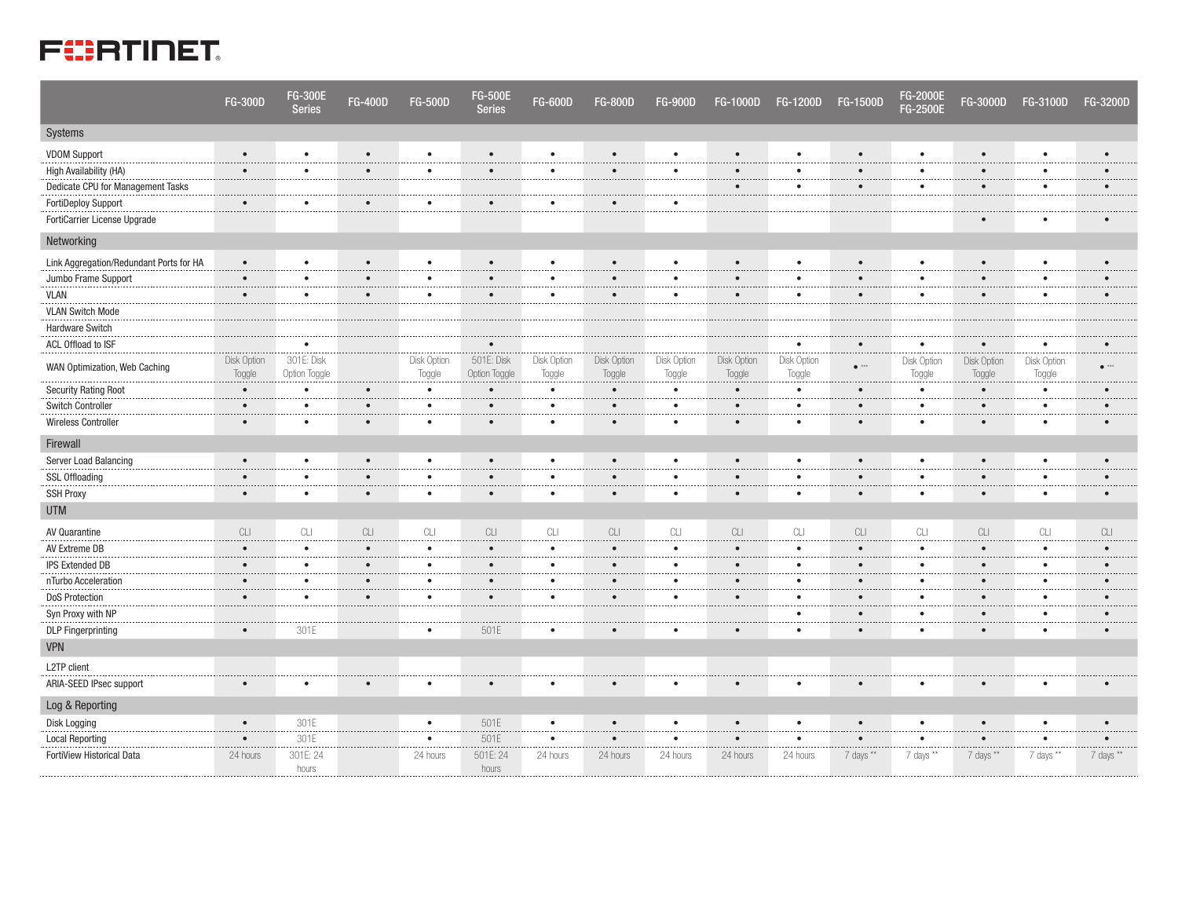| | FG-300D | FG-300E Series | FG-400D | FG-500D | FG-500E Series | FG-600D | FG-800D | FG-900D | FG-1000D | FG-1200D | FG-1500D | FG-2000E FG-2500E | FG-3000D | FG-3100D | FG-3200D |
|---|---|---|---|---|---|---|---|---|---|---|---|---|---|---|---|
| **Systems** | | | | | | | | | | | | | | | |
| VDOM Support | • | • | • | • | • | • | • | • | • | • | • | • | • | • | • |
| High Availability (HA) | • | • | • | • | • | • | • | • | • | • | • | • | • | • | • |
| Dedicate CPU for Management Tasks | | | | | | | | | • | • | • | • | • | • | • |
| FortiDeploy Support | • | • | • | • | • | • | • | • | | | | | | | |
| FortiCarrier License Upgrade | | | | | | | | | | | | | • | • | • |
| **Networking** | | | | | | | | | | | | | | | |
| Link Aggregation/Redundant Ports for HA | • | • | • | • | • | • | • | • | • | • | • | • | • | • | • |
| Jumbo Frame Support | • | • | • | • | • | • | • | • | • | • | • | • | • | • | • |
| VLAN | • | • | • | • | • | • | • | • | • | • | • | • | • | • | • |
| VLAN Switch Mode | | | | | | | | | | | | | | | |
| Hardware Switch | | | | | | | | | | | | | | | |
| ACL Offload to ISF | | • | | | • | | | | | • | • | • | • | • | • |
| WAN Optimization, Web Caching | Disk Option Toggle | 301E: Disk Option Toggle | | Disk Option Toggle | 501E: Disk Option Toggle | Disk Option Toggle | Disk Option Toggle | Disk Option Toggle | Disk Option Toggle | Disk Option Toggle | • *** | Disk Option Toggle | Disk Option Toggle | Disk Option Toggle | • *** |
| Security Rating Root | • | • | • | • | • | • | • | • | • | • | • | • | • | • | • |
| Switch Controller | • | • | • | • | • | • | • | • | • | • | • | • | • | • | • |
| Wireless Controller | • | • | • | • | • | • | • | • | • | • | • | • | • | • | • |
| **Firewall** | | | | | | | | | | | | | | | |
| Server Load Balancing | • | • | • | • | • | • | • | • | • | • | • | • | • | • | • |
| SSL Offloading | • | • | • | • | • | • | • | • | • | • | • | • | • | • | • |
| SSH Proxy | • | • | • | • | • | • | • | • | • | • | • | • | • | • | • |
| **UTM** | | | | | | | | | | | | | | | |
| AV Quarantine | CLI | CLI | CLI | CLI | CLI | CLI | CLI | CLI | CLI | CLI | CLI | CLI | CLI | CLI | CLI |
| AV Extreme DB | • | • | • | • | • | • | • | • | • | • | • | • | • | • | • |
| IPS Extended DB | • | • | • | • | • | • | • | • | • | • | • | • | • | • | • |
| nTurbo Acceleration | • | • | • | • | • | • | • | • | • | • | • | • | • | • | • |
| DoS Protection | • | • | • | • | • | • | • | • | • | • | • | • | • | • | • |
| Syn Proxy with NP | | | | | | | | | | • | • | • | • | • | • |
| DLP Fingerprinting | • | 301E | | • | 501E | • | • | • | • | • | • | • | • | • | • |
| **VPN** | | | | | | | | | | | | | | | |
| L2TP client | | | | | | | | | | | | | | | |
| ARIA-SEED IPsec support | • | • | • | • | • | • | • | • | • | • | • | • | • | • | • |
| **Log & Reporting** | | | | | | | | | | | | | | | |
| Disk Logging | • | 301E | | • | 501E | • | • | • | • | • | • | • | • | • | • |
| Local Reporting | • | 301E | | • | 501E | • | • | • | • | • | • | • | • | • | • |
| FortiView Historical Data | 24 hours | 301E: 24 hours | | 24 hours | 501E: 24 hours | 24 hours | 24 hours | 24 hours | 24 hours | 24 hours | 7 days ** | 7 days ** | 7 days ** | 7 days ** | 7 days ** |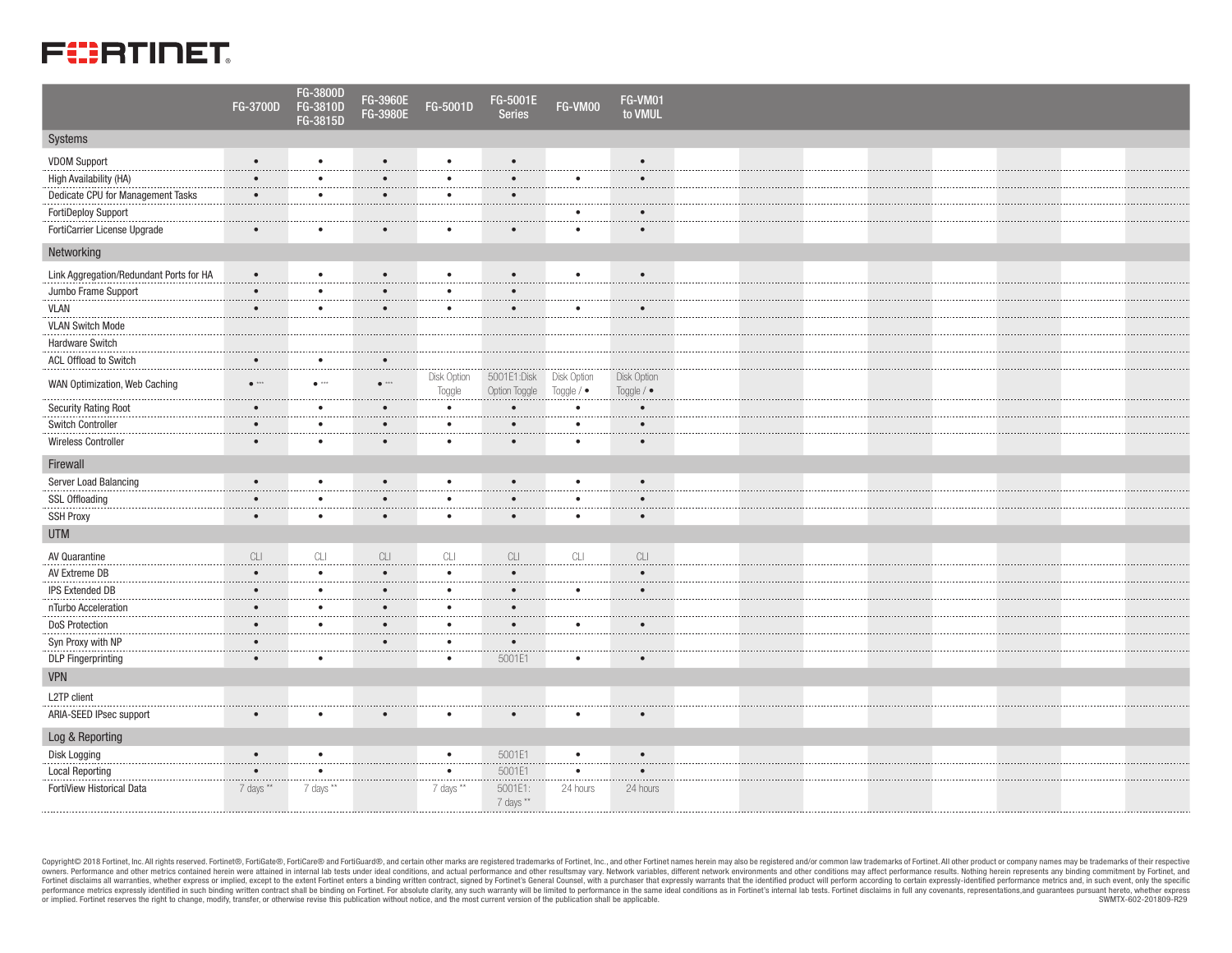| | FG-3700D | FG-3800D FG-3810D FG-3815D | FG-3960E FG-3980E | FG-5001D | FG-5001E Series | FG-VM00 | FG-VM01 to VMUL |
|---|---|---|---|---|---|---|---|
| **Systems** | | | | | | | |
| VDOM Support | • | • | • | • | • | | • |
| High Availability (HA) | • | • | • | • | • | • | • |
| Dedicate CPU for Management Tasks | • | • | • | • | • | | |
| FortiDeploy Support | | | | | | • | • |
| FortiCarrier License Upgrade | • | • | • | • | • | • | • |
| **Networking** | | | | | | | |
| Link Aggregation/Redundant Ports for HA | • | • | • | • | • | • | • |
| Jumbo Frame Support | • | • | • | • | • | | |
| VLAN | • | • | • | • | • | • | • |
| VLAN Switch Mode | | | | | | | |
| Hardware Switch | | | | | | | |
| ACL Offload to Switch | • | • | • | | | | |
| WAN Optimization, Web Caching | • *** | • *** | • *** | Disk Option Toggle | 5001E1:Disk Option Toggle | Disk Option Toggle / • | Disk Option Toggle / • |
| Security Rating Root | • | • | • | • | • | • | • |
| Switch Controller | • | • | • | • | • | • | • |
| Wireless Controller | • | • | • | • | • | • | • |
| **Firewall** | | | | | | | |
| Server Load Balancing | • | • | • | • | • | • | • |
| SSL Offloading | • | • | • | • | • | • | • |
| SSH Proxy | • | • | • | • | • | • | • |
| **UTM** | | | | | | | |
| AV Quarantine | CLI | CLI | CLI | CLI | CLI | CLI | CLI |
| AV Extreme DB | • | • | • | • | • | | • |
| IPS Extended DB | • | • | • | • | • | • | • |
| nTurbo Acceleration | • | • | • | • | • | | |
| DoS Protection | • | • | • | • | • | • | • |
| Syn Proxy with NP | • | | • | • | • | | |
| DLP Fingerprinting | • | • | | • | 5001E1 | • | • |
| **VPN** | | | | | | | |
| L2TP client | | | | | | | |
| ARIA-SEED IPsec support | • | • | • | • | • | • | • |
| **Log & Reporting** | | | | | | | |
| Disk Logging | • | • | | • | 5001E1 | • | • |
| Local Reporting | • | • | | • | 5001E1 | • | • |
| FortiView Historical Data | 7 days ** | 7 days ** | | 7 days ** | 5001E1: 7 days ** | 24 hours | 24 hours |

Copyright© 2018 Fortinet, Inc. All rights reserved. Fortinet®, FortiGate®, FortiCare® and FortiGuard®, and certain other marks are registered trademarks of Fortinet, Inc., and other Fortinet names herein may also be registered and/or common law trademarks of Fortinet. All other product or company names may be trademarks of their respective owners. Performance and other metrics contained herein were attained in internal lab tests under ideal conditions, and actual performance and other resultsmay vary. Network variables, different network environments and other conditions may affect performance results. Nothing herein represents any binding commitment by Fortinet, and Fortinet disclaims all warranties, whether express or implied, except to the extent Fortinet enters a binding written contract, signed by Fortinet's General Counsel, with a purchaser that expressly warrants that the identified product will perform according to certain expressly-identified performance metrics and, in such event, only the specific performance metrics expressly identified in such binding written contract shall be binding on Fortinet. For absolute clarity, any such warranty will be limited to performance in the same ideal conditions as in Fortinet's internal lab tests. Fortinet disclaims in full any covenants, representations,and guarantees pursuant hereto, whether express or implied. Fortinet reserves the right to change, modify, transfer, or otherwise revise this publication without notice, and the most current version of the publication shall be applicable.

SWMTX-602-201809-R29